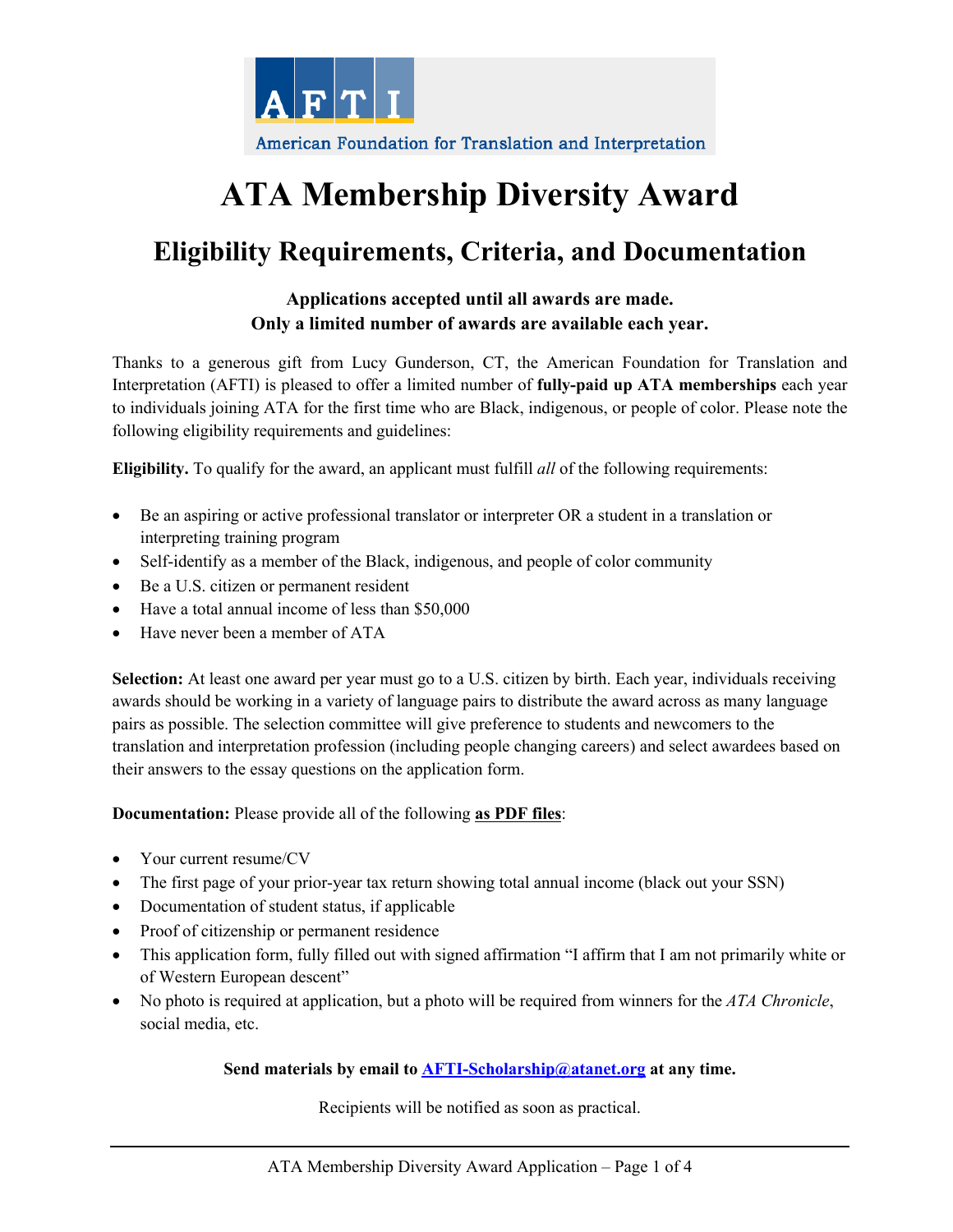AFTI

American Foundation for Translation and Interpretation

# ATA Membership Diversity Award

## Eligibility Requirements, Criteria, and Documentation

**Applications accepted until all awards are made.**
**Only a limited number of awards are available each year.**

Thanks to a generous gift from Lucy Gunderson, CT, the American Foundation for Translation and Interpretation (AFTI) is pleased to offer a limited number of **fully-paid up ATA memberships** each year to individuals joining ATA for the first time who are Black, indigenous, or people of color. Please note the following eligibility requirements and guidelines:

**Eligibility.** To qualify for the award, an applicant must fulfill *all* of the following requirements:

- Be an aspiring or active professional translator or interpreter OR a student in a translation or interpreting training program
- Self-identify as a member of the Black, indigenous, and people of color community
- Be a U.S. citizen or permanent resident
- Have a total annual income of less than $50,000
- Have never been a member of ATA

**Selection:** At least one award per year must go to a U.S. citizen by birth. Each year, individuals receiving awards should be working in a variety of language pairs to distribute the award across as many language pairs as possible. The selection committee will give preference to students and newcomers to the translation and interpretation profession (including people changing careers) and select awardees based on their answers to the essay questions on the application form.

**Documentation:** Please provide all of the following **as PDF files**:

- Your current resume/CV
- The first page of your prior-year tax return showing total annual income (black out your SSN)
- Documentation of student status, if applicable
- Proof of citizenship or permanent residence
- This application form, fully filled out with signed affirmation "I affirm that I am not primarily white or of Western European descent"
- No photo is required at application, but a photo will be required from winners for the *ATA Chronicle*, social media, etc.

**Send materials by email to AFTI-Scholarship@atanet.org at any time.**

Recipients will be notified as soon as practical.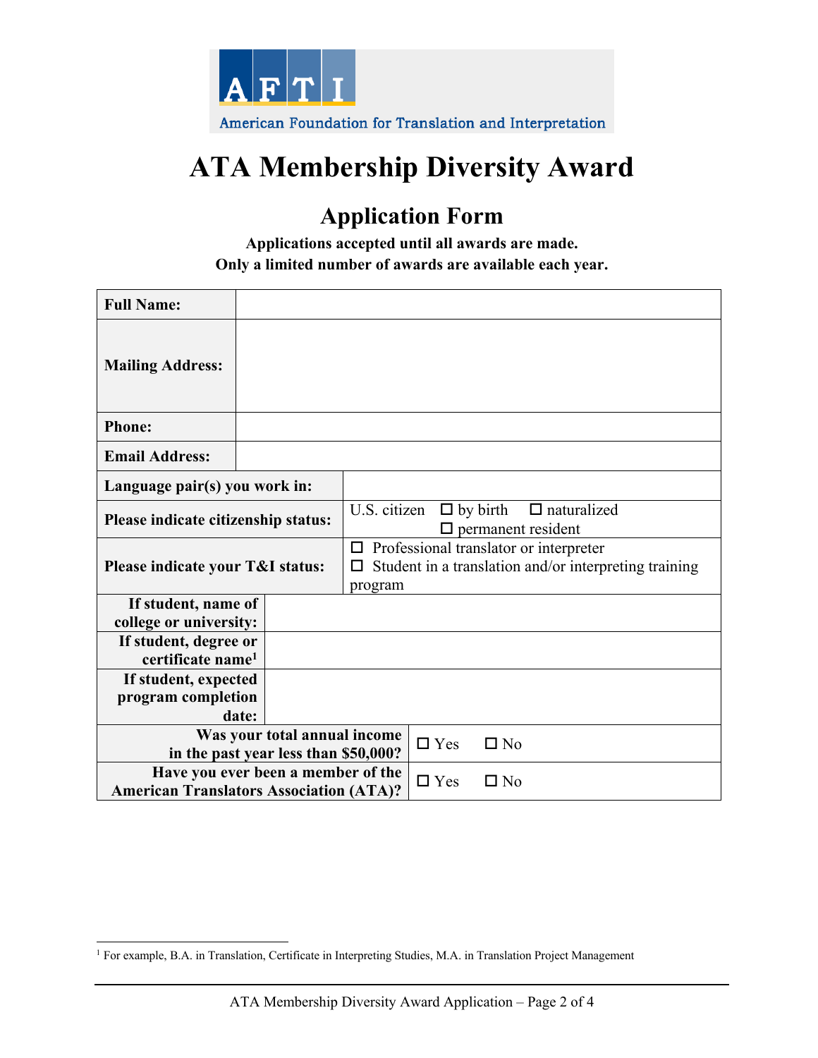AFTI
American Foundation for Translation and Interpretation

# ATA Membership Diversity Award

## Application Form

**Applications accepted until all awards are made.**
**Only a limited number of awards are available each year.**

| | |
|---|---|
| **Full Name:** | |
| **Mailing Address:** | |
| **Phone:** | |
| **Email Address:** | |
| **Language pair(s) you work in:** | |
| **Please indicate citizenship status:** | U.S. citizen ☐ by birth ☐ naturalized ☐ permanent resident |
| **Please indicate your T&I status:** | ☐ Professional translator or interpreter ☐ Student in a translation and/or interpreting training program |
| **If student, name of college or university:** | |
| **If student, degree or certificate name**[1] | |
| **If student, expected program completion date:** | |
| **Was your total annual income in the past year less than $50,000?** | ☐ Yes ☐ No |
| **Have you ever been a member of the American Translators Association (ATA)?** | ☐ Yes ☐ No |

[1] For example, B.A. in Translation, Certificate in Interpreting Studies, M.A. in Translation Project Management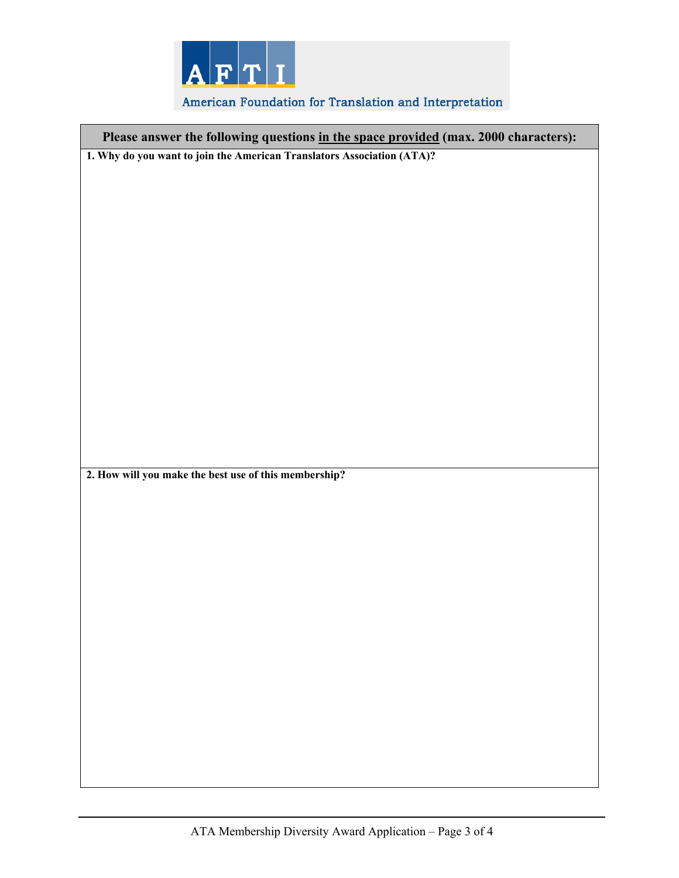AFTI

American Foundation for Translation and Interpretation

**Please answer the following questions <u>in the space provided</u> (max. 2000 characters):**

**1. Why do you want to join the American Translators Association (ATA)?**

**2. How will you make the best use of this membership?**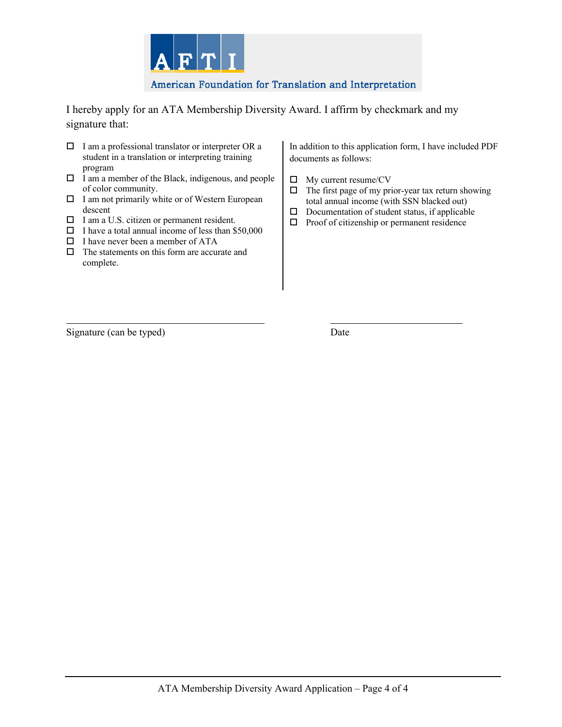American Foundation for Translation and Interpretation

I hereby apply for an ATA Membership Diversity Award. I affirm by checkmark and my signature that:

- ☐ I am a professional translator or interpreter OR a student in a translation or interpreting training program
- ☐ I am a member of the Black, indigenous, and people of color community.
- ☐ I am not primarily white or of Western European descent
- ☐ I am a U.S. citizen or permanent resident.
- ☐ I have a total annual income of less than $50,000
- ☐ I have never been a member of ATA
- ☐ The statements on this form are accurate and complete.

In addition to this application form, I have included PDF documents as follows:

- ☐ My current resume/CV
- ☐ The first page of my prior-year tax return showing total annual income (with SSN blacked out)
- ☐ Documentation of student status, if applicable
- ☐ Proof of citizenship or permanent residence

\_\_\_\_\_\_\_\_\_\_\_\_\_\_\_\_\_\_\_\_\_\_\_\_\_\_\_\_\_\_\_\_\_\_\_\_\_\_\_\_
Signature (can be typed)

\_\_\_\_\_\_\_\_\_\_\_\_\_\_\_\_\_\_\_\_\_\_\_\_\_\_\_\_
Date